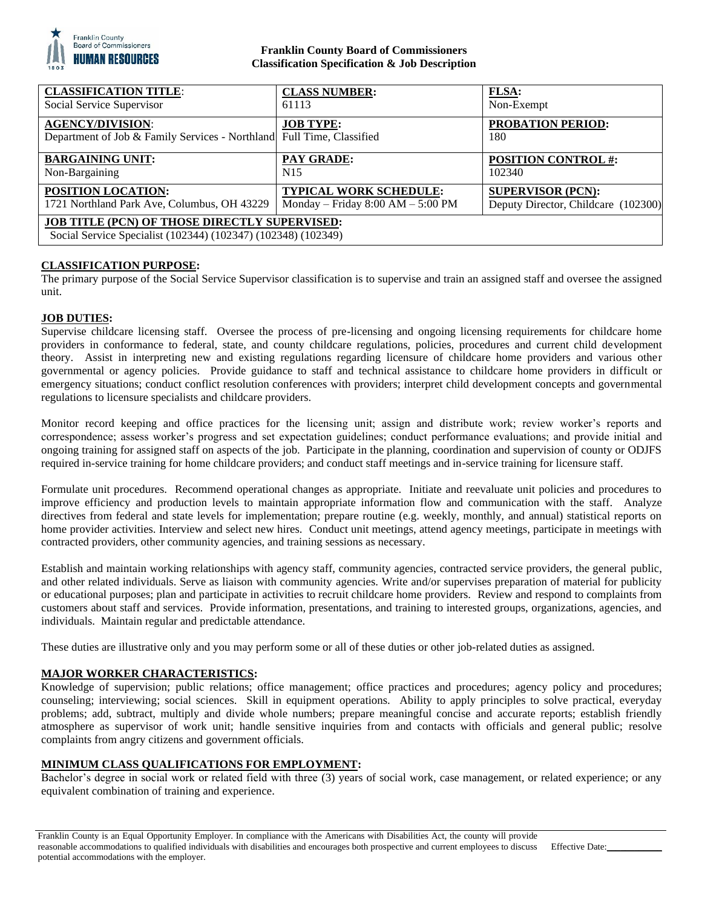**Franklin County Board of Commissioners**
**Classification Specification & Job Description**

| **CLASSIFICATION TITLE**: Social Service Supervisor | **CLASS NUMBER:** 61113 | **FLSA:** Non-Exempt |
|---|---|---|
| **AGENCY/DIVISION**: Department of Job & Family Services - Northland | **JOB TYPE:** Full Time, Classified | **PROBATION PERIOD:** 180 |
| **BARGAINING UNIT:** Non-Bargaining | **PAY GRADE:** N15 | **POSITION CONTROL #:** 102340 |
| **POSITION LOCATION:** 1721 Northland Park Ave, Columbus, OH 43229 | **TYPICAL WORK SCHEDULE:** Monday – Friday 8:00 AM – 5:00 PM | **SUPERVISOR (PCN):** Deputy Director, Childcare (102300) |
| **JOB TITLE (PCN) OF THOSE DIRECTLY SUPERVISED:** Social Service Specialist (102344) (102347) (102348) (102349) | | |

## CLASSIFICATION PURPOSE:

The primary purpose of the Social Service Supervisor classification is to supervise and train an assigned staff and oversee the assigned unit.

## JOB DUTIES:

Supervise childcare licensing staff. Oversee the process of pre-licensing and ongoing licensing requirements for childcare home providers in conformance to federal, state, and county childcare regulations, policies, procedures and current child development theory. Assist in interpreting new and existing regulations regarding licensure of childcare home providers and various other governmental or agency policies. Provide guidance to staff and technical assistance to childcare home providers in difficult or emergency situations; conduct conflict resolution conferences with providers; interpret child development concepts and governmental regulations to licensure specialists and childcare providers.

Monitor record keeping and office practices for the licensing unit; assign and distribute work; review worker's reports and correspondence; assess worker's progress and set expectation guidelines; conduct performance evaluations; and provide initial and ongoing training for assigned staff on aspects of the job. Participate in the planning, coordination and supervision of county or ODJFS required in-service training for home childcare providers; and conduct staff meetings and in-service training for licensure staff.

Formulate unit procedures. Recommend operational changes as appropriate. Initiate and reevaluate unit policies and procedures to improve efficiency and production levels to maintain appropriate information flow and communication with the staff. Analyze directives from federal and state levels for implementation; prepare routine (e.g. weekly, monthly, and annual) statistical reports on home provider activities. Interview and select new hires. Conduct unit meetings, attend agency meetings, participate in meetings with contracted providers, other community agencies, and training sessions as necessary.

Establish and maintain working relationships with agency staff, community agencies, contracted service providers, the general public, and other related individuals. Serve as liaison with community agencies. Write and/or supervises preparation of material for publicity or educational purposes; plan and participate in activities to recruit childcare home providers. Review and respond to complaints from customers about staff and services. Provide information, presentations, and training to interested groups, organizations, agencies, and individuals. Maintain regular and predictable attendance.

These duties are illustrative only and you may perform some or all of these duties or other job-related duties as assigned.

## MAJOR WORKER CHARACTERISTICS:

Knowledge of supervision; public relations; office management; office practices and procedures; agency policy and procedures; counseling; interviewing; social sciences. Skill in equipment operations. Ability to apply principles to solve practical, everyday problems; add, subtract, multiply and divide whole numbers; prepare meaningful concise and accurate reports; establish friendly atmosphere as supervisor of work unit; handle sensitive inquiries from and contacts with officials and general public; resolve complaints from angry citizens and government officials.

## MINIMUM CLASS QUALIFICATIONS FOR EMPLOYMENT:

Bachelor's degree in social work or related field with three (3) years of social work, case management, or related experience; or any equivalent combination of training and experience.

Franklin County is an Equal Opportunity Employer. In compliance with the Americans with Disabilities Act, the county will provide reasonable accommodations to qualified individuals with disabilities and encourages both prospective and current employees to discuss potential accommodations with the employer.

Effective Date:\_\_\_\_\_\_\_\_\_\_\_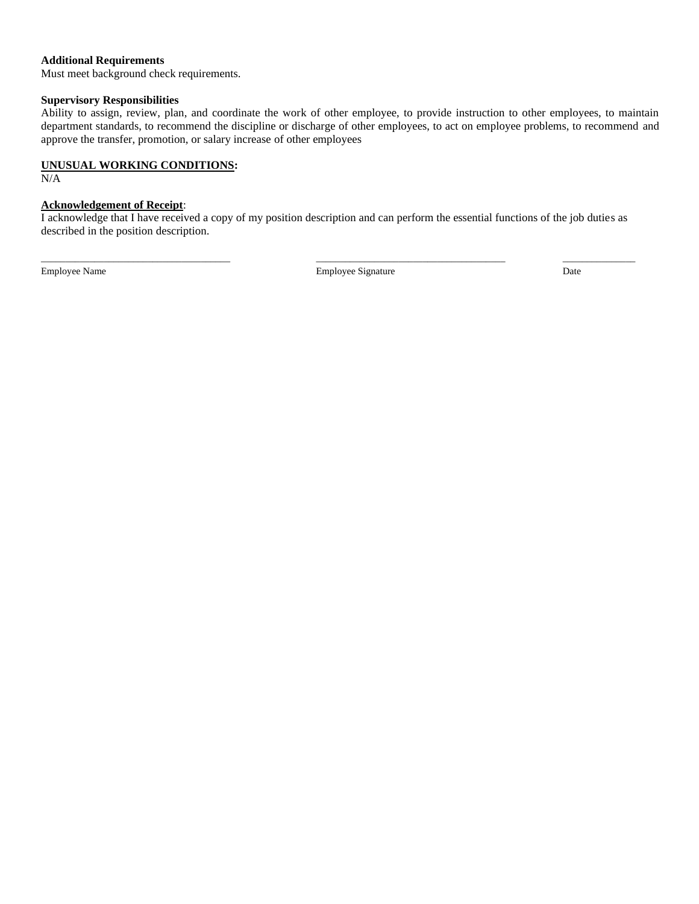**Additional Requirements**
Must meet background check requirements.

**Supervisory Responsibilities**
Ability to assign, review, plan, and coordinate the work of other employee, to provide instruction to other employees, to maintain department standards, to recommend the discipline or discharge of other employees, to act on employee problems, to recommend and approve the transfer, promotion, or salary increase of other employees

**UNUSUAL WORKING CONDITIONS:**
N/A

**Acknowledgement of Receipt**:
I acknowledge that I have received a copy of my position description and can perform the essential functions of the job duties as described in the position description.

| | | |
|---|---|---|
| ____________________________________ | ____________________________________ | ______________ |
| Employee Name | Employee Signature | Date |